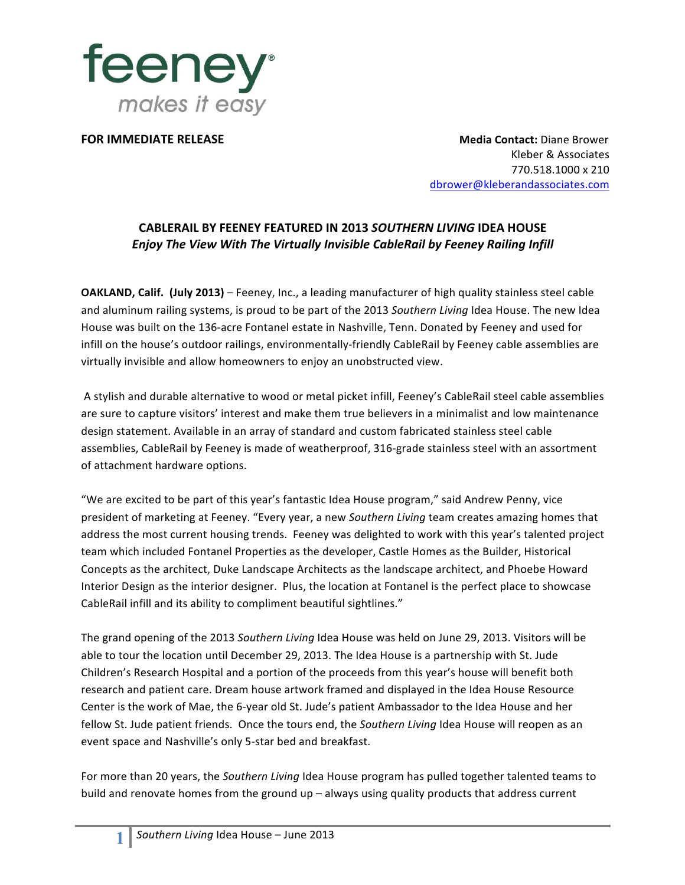feeney
*makes it easy*

**FOR IMMEDIATE RELEASE**

**Media Contact:** Diane Brower
Kleber & Associates
770.518.1000 x 210
dbrower@kleberandassociates.com

## CABLERAIL BY FEENEY FEATURED IN 2013 *SOUTHERN LIVING* IDEA HOUSE

***Enjoy The View With The Virtually Invisible CableRail by Feeney Railing Infill***

**OAKLAND, Calif. (July 2013)** – Feeney, Inc., a leading manufacturer of high quality stainless steel cable and aluminum railing systems, is proud to be part of the 2013 *Southern Living* Idea House. The new Idea House was built on the 136-acre Fontanel estate in Nashville, Tenn. Donated by Feeney and used for infill on the house's outdoor railings, environmentally-friendly CableRail by Feeney cable assemblies are virtually invisible and allow homeowners to enjoy an unobstructed view.

A stylish and durable alternative to wood or metal picket infill, Feeney's CableRail steel cable assemblies are sure to capture visitors' interest and make them true believers in a minimalist and low maintenance design statement. Available in an array of standard and custom fabricated stainless steel cable assemblies, CableRail by Feeney is made of weatherproof, 316-grade stainless steel with an assortment of attachment hardware options.

"We are excited to be part of this year's fantastic Idea House program," said Andrew Penny, vice president of marketing at Feeney. "Every year, a new *Southern Living* team creates amazing homes that address the most current housing trends. Feeney was delighted to work with this year's talented project team which included Fontanel Properties as the developer, Castle Homes as the Builder, Historical Concepts as the architect, Duke Landscape Architects as the landscape architect, and Phoebe Howard Interior Design as the interior designer. Plus, the location at Fontanel is the perfect place to showcase CableRail infill and its ability to compliment beautiful sightlines."

The grand opening of the 2013 *Southern Living* Idea House was held on June 29, 2013. Visitors will be able to tour the location until December 29, 2013. The Idea House is a partnership with St. Jude Children's Research Hospital and a portion of the proceeds from this year's house will benefit both research and patient care. Dream house artwork framed and displayed in the Idea House Resource Center is the work of Mae, the 6-year old St. Jude's patient Ambassador to the Idea House and her fellow St. Jude patient friends. Once the tours end, the *Southern Living* Idea House will reopen as an event space and Nashville's only 5-star bed and breakfast.

For more than 20 years, the *Southern Living* Idea House program has pulled together talented teams to build and renovate homes from the ground up – always using quality products that address current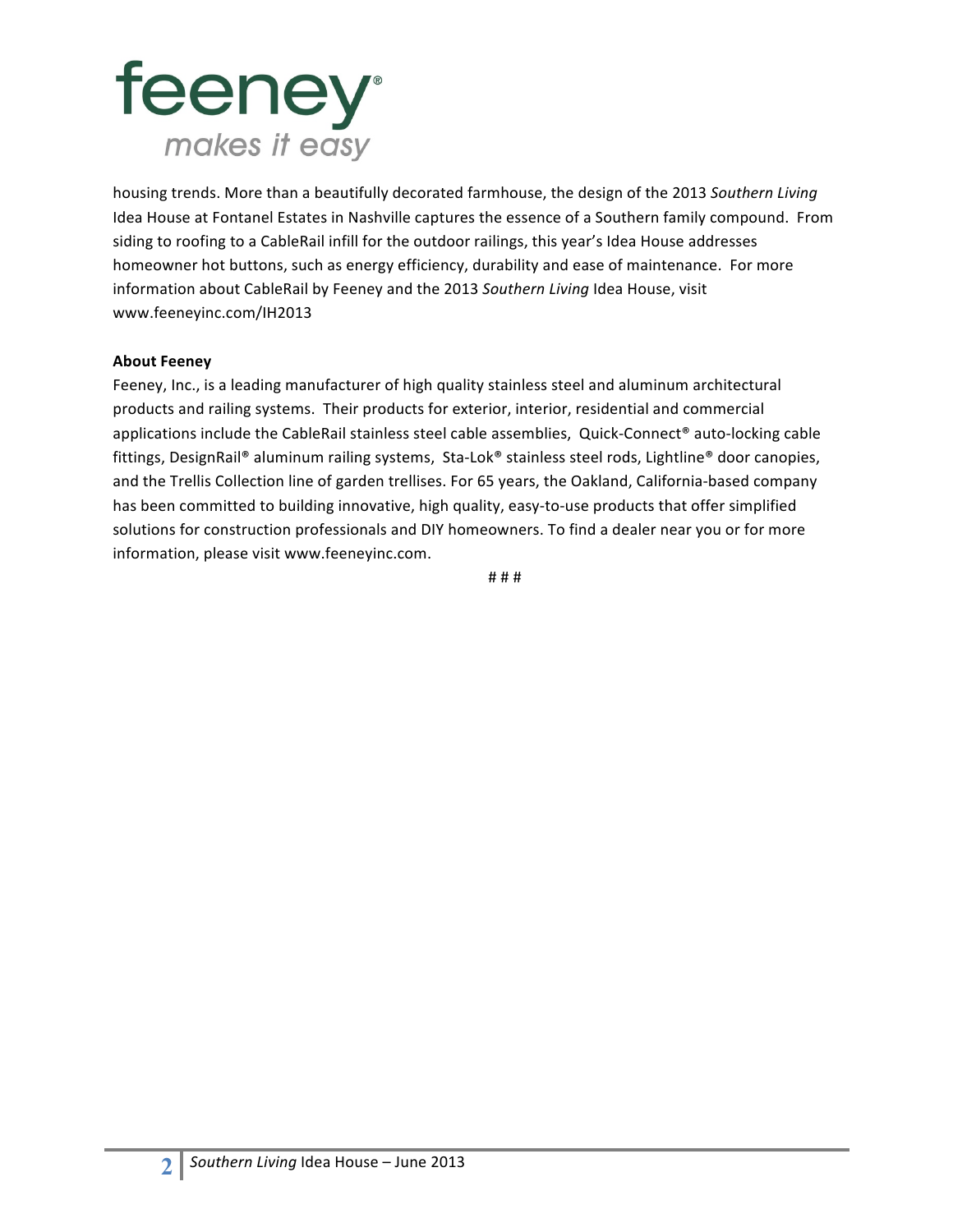housing trends. More than a beautifully decorated farmhouse, the design of the 2013 *Southern Living* Idea House at Fontanel Estates in Nashville captures the essence of a Southern family compound. From siding to roofing to a CableRail infill for the outdoor railings, this year's Idea House addresses homeowner hot buttons, such as energy efficiency, durability and ease of maintenance. For more information about CableRail by Feeney and the 2013 *Southern Living* Idea House, visit www.feeneyinc.com/IH2013

**About Feeney**

Feeney, Inc., is a leading manufacturer of high quality stainless steel and aluminum architectural products and railing systems. Their products for exterior, interior, residential and commercial applications include the CableRail stainless steel cable assemblies, Quick-Connect® auto-locking cable fittings, DesignRail® aluminum railing systems, Sta-Lok® stainless steel rods, Lightline® door canopies, and the Trellis Collection line of garden trellises. For 65 years, the Oakland, California-based company has been committed to building innovative, high quality, easy-to-use products that offer simplified solutions for construction professionals and DIY homeowners. To find a dealer near you or for more information, please visit www.feeneyinc.com.

# # #